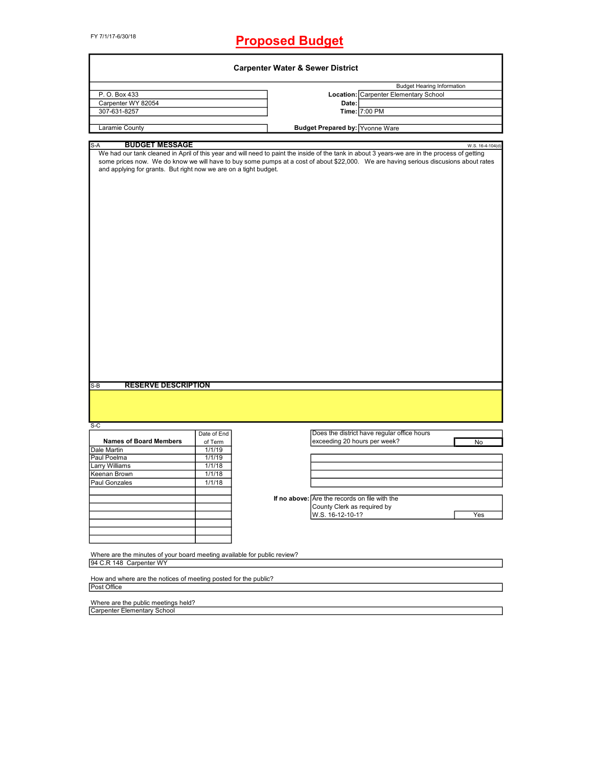FY 7/1/17-6/30/18

# Proposed Budget

## Carpenter Water & Sewer District

| | | | |
|---|---|---|---|
| | | Budget Hearing Information | |
| P. O. Box 433 | | **Location:** | Carpenter Elementary School |
| Carpenter WY 82054 | | **Date:** | |
| 307-631-8257 | | **Time:** | 7:00 PM |
| Laramie County | | **Budget Prepared by:** | Yvonne Ware |

S-A **BUDGET MESSAGE** W.S. 16-4-104(d)

We had our tank cleaned in April of this year and will need to paint the inside of the tank in about 3 years-we are in the process of getting some prices now. We do know we will have to buy some pumps at a cost of about $22,000. We are having serious discussions about rates and applying for grants. But right now we are on a tight budget.

S-B **RESERVE DESCRIPTION**

S-C

| Names of Board Members | Date of End of Term |
|---|---|
| Dale Martin | 1/1/19 |
| Paul Poelma | 1/1/19 |
| Larry Williams | 1/1/18 |
| Keenan Brown | 1/1/18 |
| Paul Gonzales | 1/1/18 |

Does the district have regular office hours exceeding 20 hours per week? No

**If no above:** Are the records on file with the County Clerk as required by W.S. 16-12-10-1? Yes

Where are the minutes of your board meeting available for public review?
94 C.R 148 Carpenter WY

How and where are the notices of meeting posted for the public?
Post Office

Where are the public meetings held?
Carpenter Elementary School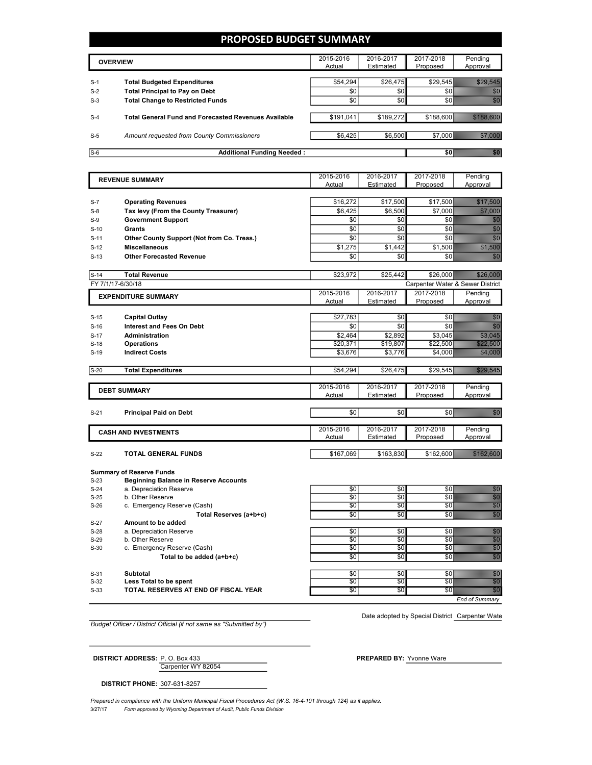# PROPOSED BUDGET SUMMARY

| | OVERVIEW | 2015-2016 Actual | 2016-2017 Estimated | 2017-2018 Proposed | Pending Approval |
|---|---|---|---|---|---|
| S-1 | **Total Budgeted Expenditures** | $54,294 | $26,475 | $29,545 | $29,545 |
| S-2 | **Total Principal to Pay on Debt** | $0 | $0 | $0 | $0 |
| S-3 | **Total Change to Restricted Funds** | $0 | $0 | $0 | $0 |
| S-4 | **Total General Fund and Forecasted Revenues Available** | $191,041 | $189,272 | $188,600 | $188,600 |
| S-5 | *Amount requested from County Commissioners* | $6,425 | $6,500 | $7,000 | $7,000 |
| S-6 | **Additional Funding Needed :** | | | $0 | $0 |

| | REVENUE SUMMARY | 2015-2016 Actual | 2016-2017 Estimated | 2017-2018 Proposed | Pending Approval |
|---|---|---|---|---|---|
| S-7 | **Operating Revenues** | $16,272 | $17,500 | $17,500 | $17,500 |
| S-8 | **Tax levy (From the County Treasurer)** | $6,425 | $6,500 | $7,000 | $7,000 |
| S-9 | **Government Support** | $0 | $0 | $0 | $0 |
| S-10 | **Grants** | $0 | $0 | $0 | $0 |
| S-11 | **Other County Support (Not from Co. Treas.)** | $0 | $0 | $0 | $0 |
| S-12 | **Miscellaneous** | $1,275 | $1,442 | $1,500 | $1,500 |
| S-13 | **Other Forecasted Revenue** | $0 | $0 | $0 | $0 |
| S-14 | **Total Revenue** | $23,972 | $25,442 | $26,000 | $26,000 |

FY 7/1/17-6/30/18 — Carpenter Water & Sewer District

| | EXPENDITURE SUMMARY | 2015-2016 Actual | 2016-2017 Estimated | 2017-2018 Proposed | Pending Approval |
|---|---|---|---|---|---|
| S-15 | **Capital Outlay** | $27,783 | $0 | $0 | $0 |
| S-16 | **Interest and Fees On Debt** | $0 | $0 | $0 | $0 |
| S-17 | **Administration** | $2,464 | $2,892 | $3,045 | $3,045 |
| S-18 | **Operations** | $20,371 | $19,807 | $22,500 | $22,500 |
| S-19 | **Indirect Costs** | $3,676 | $3,776 | $4,000 | $4,000 |
| S-20 | **Total Expenditures** | $54,294 | $26,475 | $29,545 | $29,545 |

| | DEBT SUMMARY | 2015-2016 Actual | 2016-2017 Estimated | 2017-2018 Proposed | Pending Approval |
|---|---|---|---|---|---|
| S-21 | **Principal Paid on Debt** | $0 | $0 | $0 | $0 |

| | CASH AND INVESTMENTS | 2015-2016 Actual | 2016-2017 Estimated | 2017-2018 Proposed | Pending Approval |
|---|---|---|---|---|---|
| S-22 | **TOTAL GENERAL FUNDS** | $167,069 | $163,830 | $162,600 | $162,600 |
| | **Summary of Reserve Funds** | | | | |
| S-23 | **Beginning Balance in Reserve Accounts** | | | | |
| S-24 | a. Depreciation Reserve | $0 | $0 | $0 | $0 |
| S-25 | b. Other Reserve | $0 | $0 | $0 | $0 |
| S-26 | c. Emergency Reserve (Cash) | $0 | $0 | $0 | $0 |
| | **Total Reserves (a+b+c)** | $0 | $0 | $0 | $0 |
| S-27 | **Amount to be added** | | | | |
| S-28 | a. Depreciation Reserve | $0 | $0 | $0 | $0 |
| S-29 | b. Other Reserve | $0 | $0 | $0 | $0 |
| S-30 | c. Emergency Reserve (Cash) | $0 | $0 | $0 | $0 |
| | **Total to be added (a+b+c)** | $0 | $0 | $0 | $0 |
| S-31 | **Subtotal** | $0 | $0 | $0 | $0 |
| S-32 | **Less Total to be spent** | $0 | $0 | $0 | $0 |
| S-33 | **TOTAL RESERVES AT END OF FISCAL YEAR** | $0 | $0 | $0 | $0 |

*End of Summary*

*Budget Officer / District Official (if not same as "Submitted by")*

Date adopted by Special District Carpenter Wate

**DISTRICT ADDRESS:** P. O. Box 433
Carpenter WY 82054

**PREPARED BY:** Yvonne Ware

**DISTRICT PHONE:** 307-631-8257

*Prepared in compliance with the Uniform Municipal Fiscal Procedures Act (W.S. 16-4-101 through 124) as it applies.*

3/27/17 *Form approved by Wyoming Department of Audit, Public Funds Division*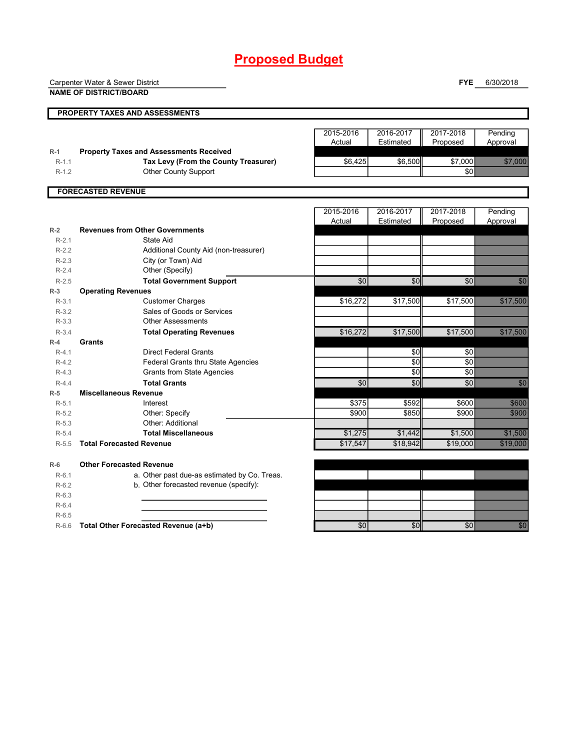# Proposed Budget

Carpenter Water & Sewer District
**NAME OF DISTRICT/BOARD**

**FYE** 6/30/2018

## PROPERTY TAXES AND ASSESSMENTS

| | | 2015-2016 Actual | 2016-2017 Estimated | 2017-2018 Proposed | Pending Approval |
|---|---|---|---|---|---|
| R-1 | **Property Taxes and Assessments Received** | | | | |
| R-1.1 | **Tax Levy (From the County Treasurer)** | $6,425 | $6,500 | $7,000 | $7,000 |
| R-1.2 | Other County Support | | | $0 | |

## FORECASTED REVENUE

| | | 2015-2016 Actual | 2016-2017 Estimated | 2017-2018 Proposed | Pending Approval |
|---|---|---|---|---|---|
| R-2 | **Revenues from Other Governments** | | | | |
| R-2.1 | State Aid | | | | |
| R-2.2 | Additional County Aid (non-treasurer) | | | | |
| R-2.3 | City (or Town) Aid | | | | |
| R-2.4 | Other (Specify) | | | | |
| R-2.5 | **Total Government Support** | $0 | $0 | $0 | $0 |
| R-3 | **Operating Revenues** | | | | |
| R-3.1 | Customer Charges | $16,272 | $17,500 | $17,500 | $17,500 |
| R-3.2 | Sales of Goods or Services | | | | |
| R-3.3 | Other Assessments | | | | |
| R-3.4 | **Total Operating Revenues** | $16,272 | $17,500 | $17,500 | $17,500 |
| R-4 | **Grants** | | | | |
| R-4.1 | Direct Federal Grants | | $0 | $0 | |
| R-4.2 | Federal Grants thru State Agencies | | $0 | $0 | |
| R-4.3 | Grants from State Agencies | | $0 | $0 | |
| R-4.4 | **Total Grants** | $0 | $0 | $0 | $0 |
| R-5 | **Miscellaneous Revenue** | | | | |
| R-5.1 | Interest | $375 | $592 | $600 | $600 |
| R-5.2 | Other: Specify | $900 | $850 | $900 | $900 |
| R-5.3 | Other: Additional | | | | |
| R-5.4 | **Total Miscellaneous** | $1,275 | $1,442 | $1,500 | $1,500 |
| R-5.5 | **Total Forecasted Revenue** | $17,547 | $18,942 | $19,000 | $19,000 |
| R-6 | **Other Forecasted Revenue** | | | | |
| R-6.1 | a. Other past due-as estimated by Co. Treas. | | | | |
| R-6.2 | b. Other forecasted revenue (specify): | | | | |
| R-6.3 | | | | | |
| R-6.4 | | | | | |
| R-6.5 | | | | | |
| R-6.6 | **Total Other Forecasted Revenue (a+b)** | $0 | $0 | $0 | $0 |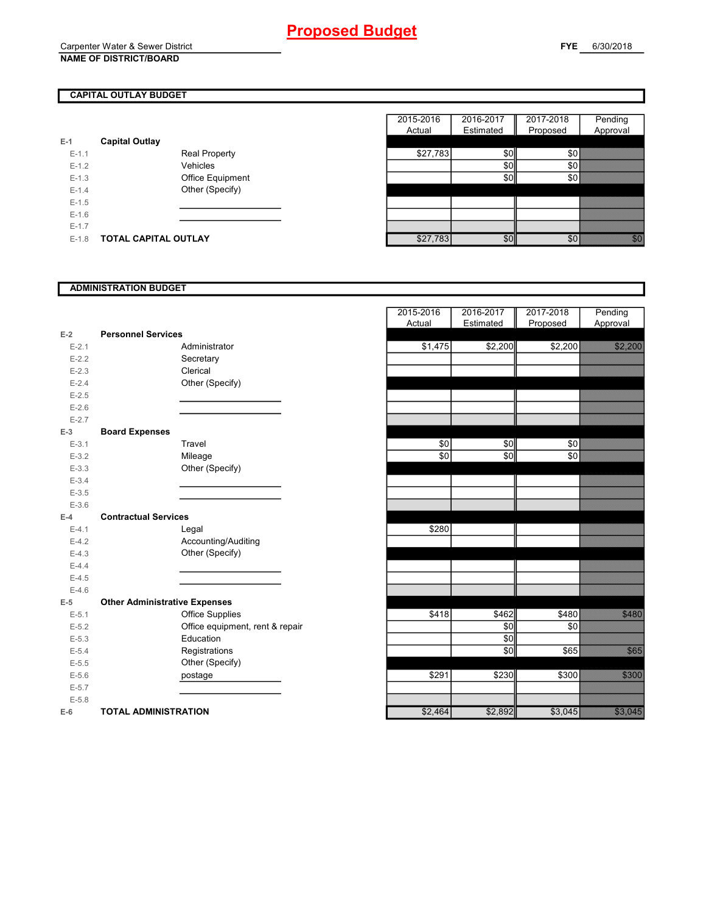# Proposed Budget

Carpenter Water & Sewer District
**NAME OF DISTRICT/BOARD**

**FYE** 6/30/2018

## CAPITAL OUTLAY BUDGET

| | | | 2015-2016 Actual | 2016-2017 Estimated | 2017-2018 Proposed | Pending Approval |
|---|---|---|---|---|---|---|
| E-1 | **Capital Outlay** | | | | | |
| E-1.1 | | Real Property | $27,783 | $0 | $0 | |
| E-1.2 | | Vehicles | | $0 | $0 | |
| E-1.3 | | Office Equipment | | $0 | $0 | |
| E-1.4 | | Other (Specify) | | | | |
| E-1.5 | | | | | | |
| E-1.6 | | | | | | |
| E-1.7 | | | | | | |
| E-1.8 | **TOTAL CAPITAL OUTLAY** | | $27,783 | $0 | $0 | $0 |

## ADMINISTRATION BUDGET

| | | | 2015-2016 Actual | 2016-2017 Estimated | 2017-2018 Proposed | Pending Approval |
|---|---|---|---|---|---|---|
| E-2 | **Personnel Services** | | | | | |
| E-2.1 | | Administrator | $1,475 | $2,200 | $2,200 | $2,200 |
| E-2.2 | | Secretary | | | | |
| E-2.3 | | Clerical | | | | |
| E-2.4 | | Other (Specify) | | | | |
| E-2.5 | | | | | | |
| E-2.6 | | | | | | |
| E-2.7 | | | | | | |
| E-3 | **Board Expenses** | | | | | |
| E-3.1 | | Travel | $0 | $0 | $0 | |
| E-3.2 | | Mileage | $0 | $0 | $0 | |
| E-3.3 | | Other (Specify) | | | | |
| E-3.4 | | | | | | |
| E-3.5 | | | | | | |
| E-3.6 | | | | | | |
| E-4 | **Contractual Services** | | | | | |
| E-4.1 | | Legal | $280 | | | |
| E-4.2 | | Accounting/Auditing | | | | |
| E-4.3 | | Other (Specify) | | | | |
| E-4.4 | | | | | | |
| E-4.5 | | | | | | |
| E-4.6 | | | | | | |
| E-5 | **Other Administrative Expenses** | | | | | |
| E-5.1 | | Office Supplies | $418 | $462 | $480 | $480 |
| E-5.2 | | Office equipment, rent & repair | | $0 | $0 | |
| E-5.3 | | Education | | $0 | | |
| E-5.4 | | Registrations | | $0 | $65 | $65 |
| E-5.5 | | Other (Specify) | | | | |
| E-5.6 | | postage | $291 | $230 | $300 | $300 |
| E-5.7 | | | | | | |
| E-5.8 | | | | | | |
| E-6 | **TOTAL ADMINISTRATION** | | $2,464 | $2,892 | $3,045 | $3,045 |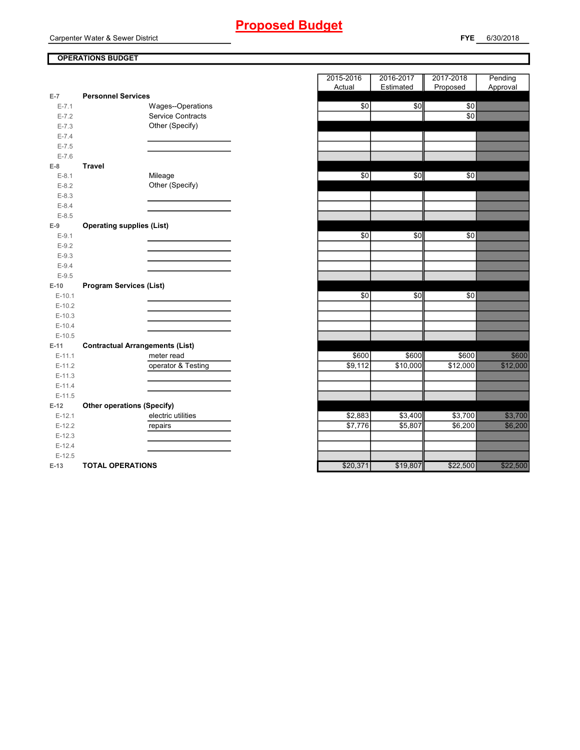# Proposed Budget

Carpenter Water & Sewer District

**FYE** 6/30/2018

**OPERATIONS BUDGET**

| | | | 2015-2016 Actual | 2016-2017 Estimated | 2017-2018 Proposed | Pending Approval |
|---|---|---|---|---|---|---|
| **E-7** | **Personnel Services** | | | | | |
| E-7.1 | | Wages--Operations | $0 | $0 | $0 | |
| E-7.2 | | Service Contracts | | | $0 | |
| E-7.3 | | Other (Specify) | | | | |
| E-7.4 | | | | | | |
| E-7.5 | | | | | | |
| E-7.6 | | | | | | |
| **E-8** | **Travel** | | | | | |
| E-8.1 | | Mileage | $0 | $0 | $0 | |
| E-8.2 | | Other (Specify) | | | | |
| E-8.3 | | | | | | |
| E-8.4 | | | | | | |
| E-8.5 | | | | | | |
| **E-9** | **Operating supplies (List)** | | | | | |
| E-9.1 | | | $0 | $0 | $0 | |
| E-9.2 | | | | | | |
| E-9.3 | | | | | | |
| E-9.4 | | | | | | |
| E-9.5 | | | | | | |
| **E-10** | **Program Services (List)** | | | | | |
| E-10.1 | | | $0 | $0 | $0 | |
| E-10.2 | | | | | | |
| E-10.3 | | | | | | |
| E-10.4 | | | | | | |
| E-10.5 | | | | | | |
| **E-11** | **Contractual Arrangements (List)** | | | | | |
| E-11.1 | | meter read | $600 | $600 | $600 | $600 |
| E-11.2 | | operator & Testing | $9,112 | $10,000 | $12,000 | $12,000 |
| E-11.3 | | | | | | |
| E-11.4 | | | | | | |
| E-11.5 | | | | | | |
| **E-12** | **Other operations (Specify)** | | | | | |
| E-12.1 | | electric utilities | $2,883 | $3,400 | $3,700 | $3,700 |
| E-12.2 | | repairs | $7,776 | $5,807 | $6,200 | $6,200 |
| E-12.3 | | | | | | |
| E-12.4 | | | | | | |
| E-12.5 | | | | | | |
| **E-13** | **TOTAL OPERATIONS** | | $20,371 | $19,807 | $22,500 | $22,500 |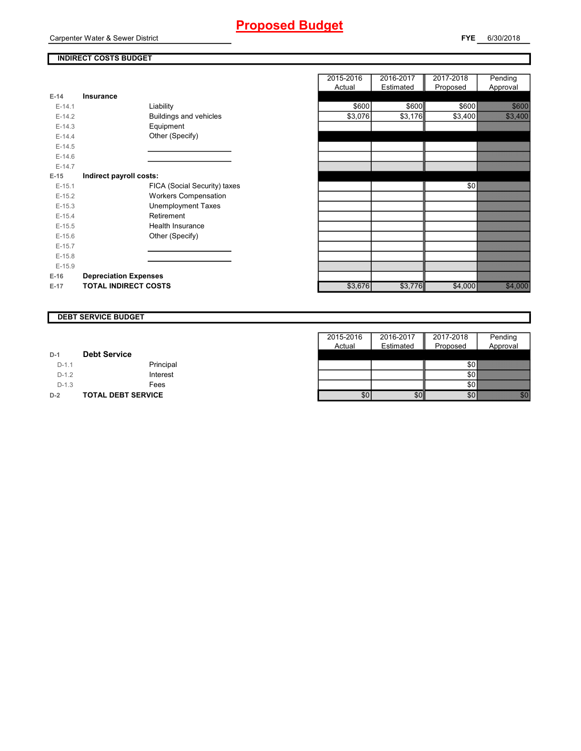# Proposed Budget

Carpenter Water & Sewer District

**FYE** 6/30/2018

## INDIRECT COSTS BUDGET

| | | | 2015-2016 Actual | 2016-2017 Estimated | 2017-2018 Proposed | Pending Approval |
|---|---|---|---|---|---|---|
| **E-14** | **Insurance** | | | | | |
| E-14.1 | | Liability | $600 | $600 | $600 | $600 |
| E-14.2 | | Buildings and vehicles | $3,076 | $3,176 | $3,400 | $3,400 |
| E-14.3 | | Equipment | | | | |
| E-14.4 | | Other (Specify) | | | | |
| E-14.5 | | | | | | |
| E-14.6 | | | | | | |
| E-14.7 | | | | | | |
| **E-15** | **Indirect payroll costs:** | | | | | |
| E-15.1 | | FICA (Social Security) taxes | | | $0 | |
| E-15.2 | | Workers Compensation | | | | |
| E-15.3 | | Unemployment Taxes | | | | |
| E-15.4 | | Retirement | | | | |
| E-15.5 | | Health Insurance | | | | |
| E-15.6 | | Other (Specify) | | | | |
| E-15.7 | | | | | | |
| E-15.8 | | | | | | |
| E-15.9 | | | | | | |
| **E-16** | **Depreciation Expenses** | | | | | |
| **E-17** | **TOTAL INDIRECT COSTS** | | $3,676 | $3,776 | $4,000 | $4,000 |

## DEBT SERVICE BUDGET

| | | | 2015-2016 Actual | 2016-2017 Estimated | 2017-2018 Proposed | Pending Approval |
|---|---|---|---|---|---|---|
| **D-1** | **Debt Service** | | | | | |
| D-1.1 | | Principal | | | $0 | |
| D-1.2 | | Interest | | | $0 | |
| D-1.3 | | Fees | | | $0 | |
| **D-2** | **TOTAL DEBT SERVICE** | | $0 | $0 | $0 | $0 |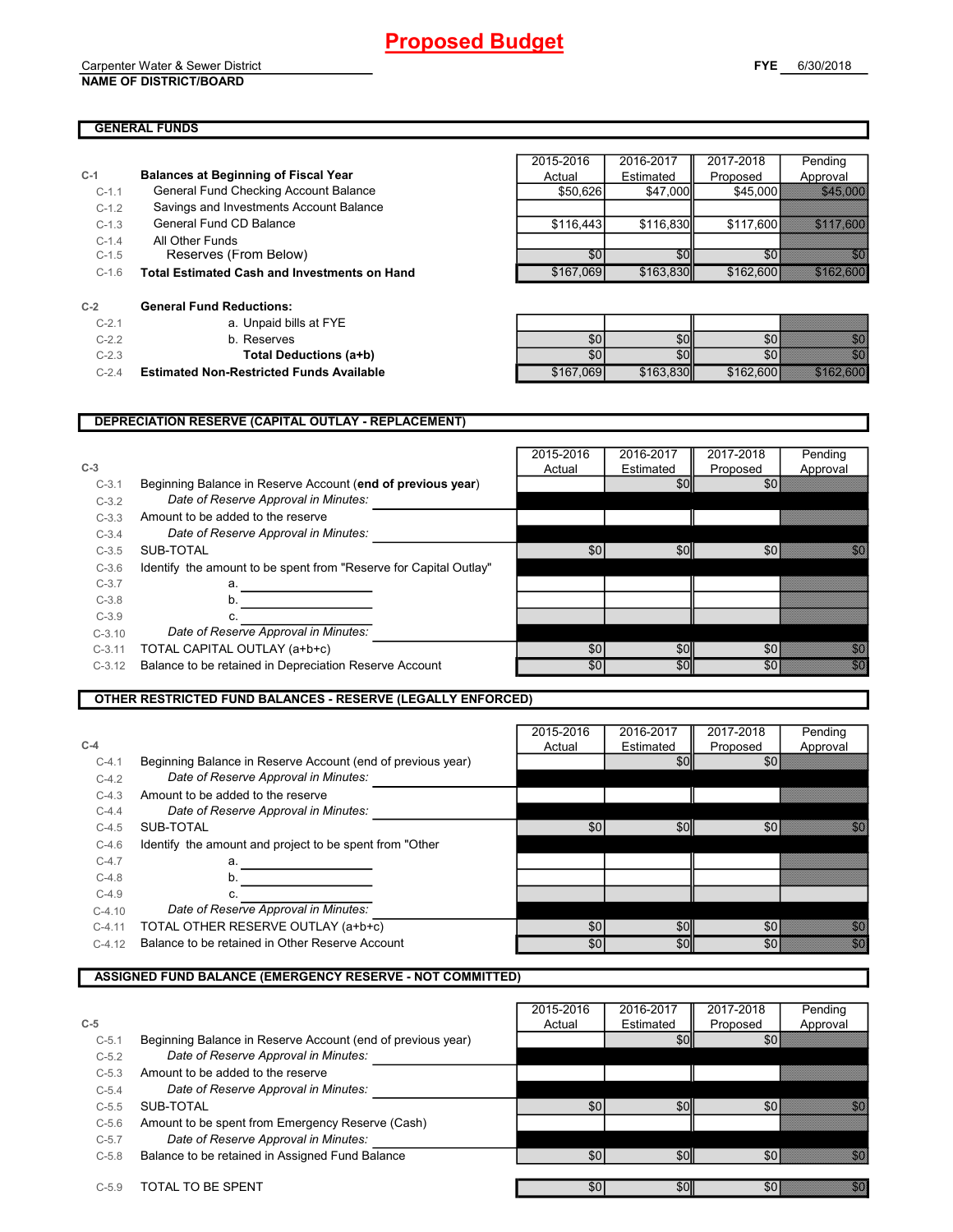# Proposed Budget

Carpenter Water & Sewer District
**NAME OF DISTRICT/BOARD**

**FYE** 6/30/2018

## GENERAL FUNDS

| | | 2015-2016 Actual | 2016-2017 Estimated | 2017-2018 Proposed | Pending Approval |
|---|---|---|---|---|---|
| **C-1** | **Balances at Beginning of Fiscal Year** | | | | |
| C-1.1 | General Fund Checking Account Balance | $50,626 | $47,000 | $45,000 | $45,000 |
| C-1.2 | Savings and Investments Account Balance | | | | |
| C-1.3 | General Fund CD Balance | $116,443 | $116,830 | $117,600 | $117,600 |
| C-1.4 | All Other Funds | | | | |
| C-1.5 | Reserves (From Below) | $0 | $0 | $0 | $0 |
| C-1.6 | **Total Estimated Cash and Investments on Hand** | $167,069 | $163,830 | $162,600 | $162,600 |
| **C-2** | **General Fund Reductions:** | | | | |
| C-2.1 | a. Unpaid bills at FYE | | | | |
| C-2.2 | b. Reserves | $0 | $0 | $0 | $0 |
| C-2.3 | **Total Deductions (a+b)** | $0 | $0 | $0 | $0 |
| C-2.4 | **Estimated Non-Restricted Funds Available** | $167,069 | $163,830 | $162,600 | $162,600 |

## DEPRECIATION RESERVE (CAPITAL OUTLAY - REPLACEMENT)

| | | 2015-2016 Actual | 2016-2017 Estimated | 2017-2018 Proposed | Pending Approval |
|---|---|---|---|---|---|
| **C-3** | | | | | |
| C-3.1 | Beginning Balance in Reserve Account (**end of previous year**) | | $0 | $0 | |
| C-3.2 | *Date of Reserve Approval in Minutes:* | | | | |
| C-3.3 | Amount to be added to the reserve | | | | |
| C-3.4 | *Date of Reserve Approval in Minutes:* | | | | |
| C-3.5 | SUB-TOTAL | $0 | $0 | $0 | $0 |
| C-3.6 | Identify the amount to be spent from "Reserve for Capital Outlay" | | | | |
| C-3.7 | a. | | | | |
| C-3.8 | b. | | | | |
| C-3.9 | c. | | | | |
| C-3.10 | *Date of Reserve Approval in Minutes:* | | | | |
| C-3.11 | TOTAL CAPITAL OUTLAY (a+b+c) | $0 | $0 | $0 | $0 |
| C-3.12 | Balance to be retained in Depreciation Reserve Account | $0 | $0 | $0 | $0 |

## OTHER RESTRICTED FUND BALANCES - RESERVE (LEGALLY ENFORCED)

| | | 2015-2016 Actual | 2016-2017 Estimated | 2017-2018 Proposed | Pending Approval |
|---|---|---|---|---|---|
| **C-4** | | | | | |
| C-4.1 | Beginning Balance in Reserve Account (end of previous year) | | $0 | $0 | |
| C-4.2 | *Date of Reserve Approval in Minutes:* | | | | |
| C-4.3 | Amount to be added to the reserve | | | | |
| C-4.4 | *Date of Reserve Approval in Minutes:* | | | | |
| C-4.5 | SUB-TOTAL | $0 | $0 | $0 | $0 |
| C-4.6 | Identify the amount and project to be spent from "Other | | | | |
| C-4.7 | a. | | | | |
| C-4.8 | b. | | | | |
| C-4.9 | c. | | | | |
| C-4.10 | *Date of Reserve Approval in Minutes:* | | | | |
| C-4.11 | TOTAL OTHER RESERVE OUTLAY (a+b+c) | $0 | $0 | $0 | $0 |
| C-4.12 | Balance to be retained in Other Reserve Account | $0 | $0 | $0 | $0 |

## ASSIGNED FUND BALANCE (EMERGENCY RESERVE - NOT COMMITTED)

| | | 2015-2016 Actual | 2016-2017 Estimated | 2017-2018 Proposed | Pending Approval |
|---|---|---|---|---|---|
| **C-5** | | | | | |
| C-5.1 | Beginning Balance in Reserve Account (end of previous year) | | $0 | $0 | |
| C-5.2 | *Date of Reserve Approval in Minutes:* | | | | |
| C-5.3 | Amount to be added to the reserve | | | | |
| C-5.4 | *Date of Reserve Approval in Minutes:* | | | | |
| C-5.5 | SUB-TOTAL | $0 | $0 | $0 | $0 |
| C-5.6 | Amount to be spent from Emergency Reserve (Cash) | | | | |
| C-5.7 | *Date of Reserve Approval in Minutes:* | | | | |
| C-5.8 | Balance to be retained in Assigned Fund Balance | $0 | $0 | $0 | $0 |
| C-5.9 | TOTAL TO BE SPENT | $0 | $0 | $0 | $0 |